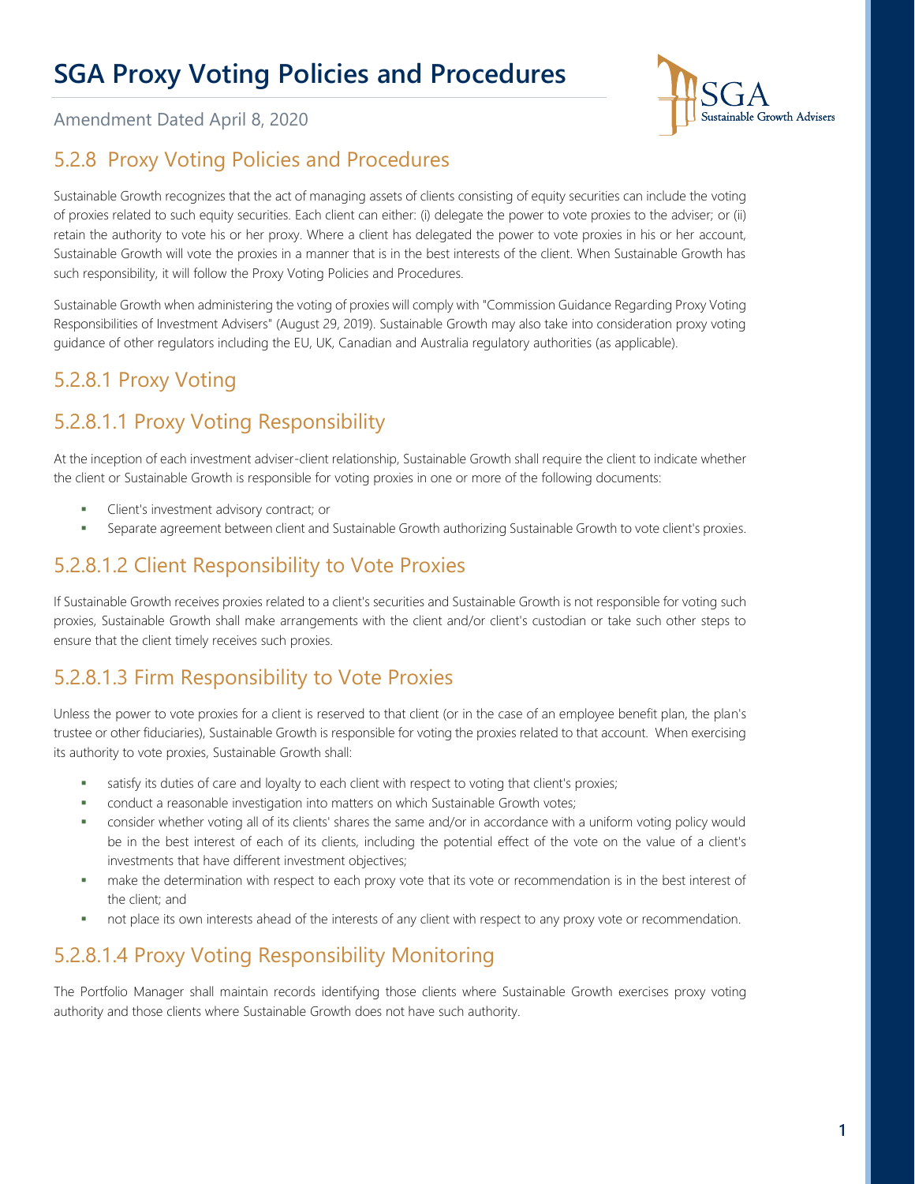# SGA Proxy Voting Policies and Procedures

Amendment Dated April 8, 2020

## 5.2.8 Proxy Voting Policies and Procedures

Sustainable Growth recognizes that the act of managing assets of clients consisting of equity securities can include the voting of proxies related to such equity securities. Each client can either: (i) delegate the power to vote proxies to the adviser; or (ii) retain the authority to vote his or her proxy. Where a client has delegated the power to vote proxies in his or her account, Sustainable Growth will vote the proxies in a manner that is in the best interests of the client. When Sustainable Growth has such responsibility, it will follow the Proxy Voting Policies and Procedures.

Sustainable Growth when administering the voting of proxies will comply with "Commission Guidance Regarding Proxy Voting Responsibilities of Investment Advisers" (August 29, 2019). Sustainable Growth may also take into consideration proxy voting guidance of other regulators including the EU, UK, Canadian and Australia regulatory authorities (as applicable).

## 5.2.8.1 Proxy Voting

## 5.2.8.1.1 Proxy Voting Responsibility

At the inception of each investment adviser-client relationship, Sustainable Growth shall require the client to indicate whether the client or Sustainable Growth is responsible for voting proxies in one or more of the following documents:

- Client's investment advisory contract; or
- Separate agreement between client and Sustainable Growth authorizing Sustainable Growth to vote client's proxies.

## 5.2.8.1.2 Client Responsibility to Vote Proxies

If Sustainable Growth receives proxies related to a client's securities and Sustainable Growth is not responsible for voting such proxies, Sustainable Growth shall make arrangements with the client and/or client's custodian or take such other steps to ensure that the client timely receives such proxies.

## 5.2.8.1.3 Firm Responsibility to Vote Proxies

Unless the power to vote proxies for a client is reserved to that client (or in the case of an employee benefit plan, the plan's trustee or other fiduciaries), Sustainable Growth is responsible for voting the proxies related to that account. When exercising its authority to vote proxies, Sustainable Growth shall:

- satisfy its duties of care and loyalty to each client with respect to voting that client's proxies;
- conduct a reasonable investigation into matters on which Sustainable Growth votes;
- consider whether voting all of its clients' shares the same and/or in accordance with a uniform voting policy would be in the best interest of each of its clients, including the potential effect of the vote on the value of a client's investments that have different investment objectives;
- make the determination with respect to each proxy vote that its vote or recommendation is in the best interest of the client; and
- not place its own interests ahead of the interests of any client with respect to any proxy vote or recommendation.

## 5.2.8.1.4 Proxy Voting Responsibility Monitoring

The Portfolio Manager shall maintain records identifying those clients where Sustainable Growth exercises proxy voting authority and those clients where Sustainable Growth does not have such authority.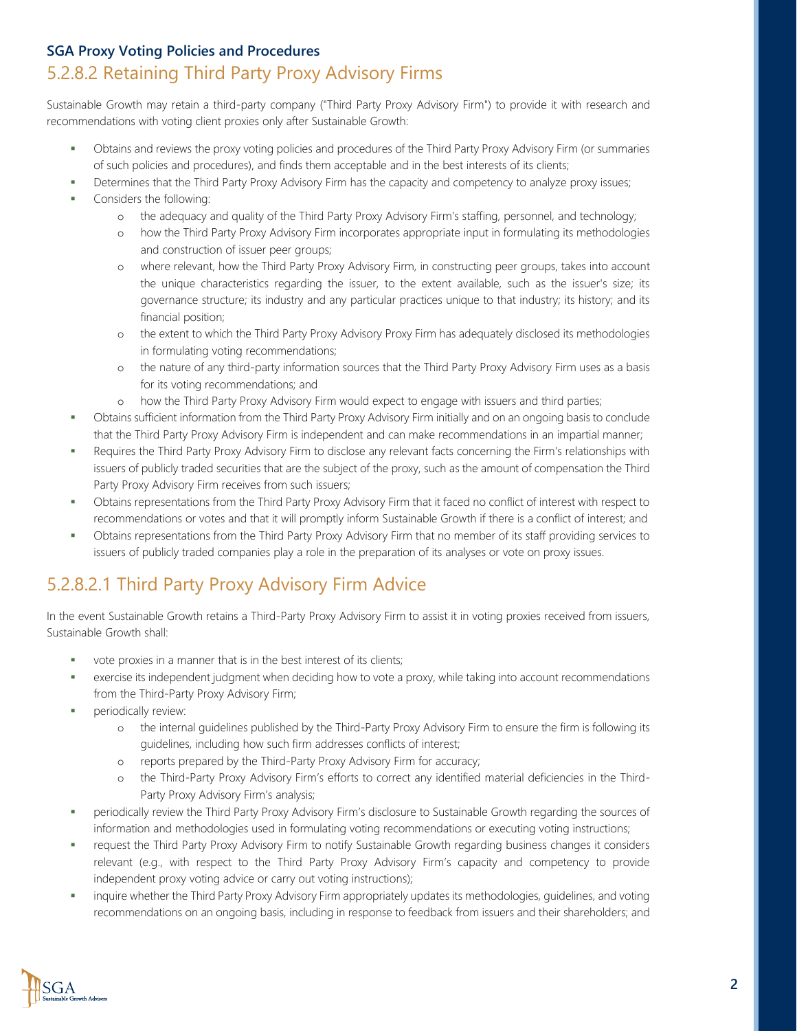## SGA Proxy Voting Policies and Procedures

### 5.2.8.2 Retaining Third Party Proxy Advisory Firms

Sustainable Growth may retain a third-party company ("Third Party Proxy Advisory Firm") to provide it with research and recommendations with voting client proxies only after Sustainable Growth:

- Obtains and reviews the proxy voting policies and procedures of the Third Party Proxy Advisory Firm (or summaries of such policies and procedures), and finds them acceptable and in the best interests of its clients;
- Determines that the Third Party Proxy Advisory Firm has the capacity and competency to analyze proxy issues;
- Considers the following:
  - the adequacy and quality of the Third Party Proxy Advisory Firm's staffing, personnel, and technology;
  - how the Third Party Proxy Advisory Firm incorporates appropriate input in formulating its methodologies and construction of issuer peer groups;
  - where relevant, how the Third Party Proxy Advisory Firm, in constructing peer groups, takes into account the unique characteristics regarding the issuer, to the extent available, such as the issuer's size; its governance structure; its industry and any particular practices unique to that industry; its history; and its financial position;
  - the extent to which the Third Party Proxy Advisory Proxy Firm has adequately disclosed its methodologies in formulating voting recommendations;
  - the nature of any third-party information sources that the Third Party Proxy Advisory Firm uses as a basis for its voting recommendations; and
  - how the Third Party Proxy Advisory Firm would expect to engage with issuers and third parties;
- Obtains sufficient information from the Third Party Proxy Advisory Firm initially and on an ongoing basis to conclude that the Third Party Proxy Advisory Firm is independent and can make recommendations in an impartial manner;
- Requires the Third Party Proxy Advisory Firm to disclose any relevant facts concerning the Firm's relationships with issuers of publicly traded securities that are the subject of the proxy, such as the amount of compensation the Third Party Proxy Advisory Firm receives from such issuers;
- Obtains representations from the Third Party Proxy Advisory Firm that it faced no conflict of interest with respect to recommendations or votes and that it will promptly inform Sustainable Growth if there is a conflict of interest; and
- Obtains representations from the Third Party Proxy Advisory Firm that no member of its staff providing services to issuers of publicly traded companies play a role in the preparation of its analyses or vote on proxy issues.

### 5.2.8.2.1 Third Party Proxy Advisory Firm Advice

In the event Sustainable Growth retains a Third-Party Proxy Advisory Firm to assist it in voting proxies received from issuers, Sustainable Growth shall:

- vote proxies in a manner that is in the best interest of its clients;
- exercise its independent judgment when deciding how to vote a proxy, while taking into account recommendations from the Third-Party Proxy Advisory Firm;
- periodically review:
  - the internal guidelines published by the Third-Party Proxy Advisory Firm to ensure the firm is following its guidelines, including how such firm addresses conflicts of interest;
  - reports prepared by the Third-Party Proxy Advisory Firm for accuracy;
  - the Third-Party Proxy Advisory Firm's efforts to correct any identified material deficiencies in the Third-Party Proxy Advisory Firm's analysis;
- periodically review the Third-Party Proxy Advisory Firm's disclosure to Sustainable Growth regarding the sources of information and methodologies used in formulating voting recommendations or executing voting instructions;
- request the Third Party Proxy Advisory Firm to notify Sustainable Growth regarding business changes it considers relevant (e.g., with respect to the Third Party Proxy Advisory Firm's capacity and competency to provide independent proxy voting advice or carry out voting instructions);
- inquire whether the Third Party Proxy Advisory Firm appropriately updates its methodologies, guidelines, and voting recommendations on an ongoing basis, including in response to feedback from issuers and their shareholders; and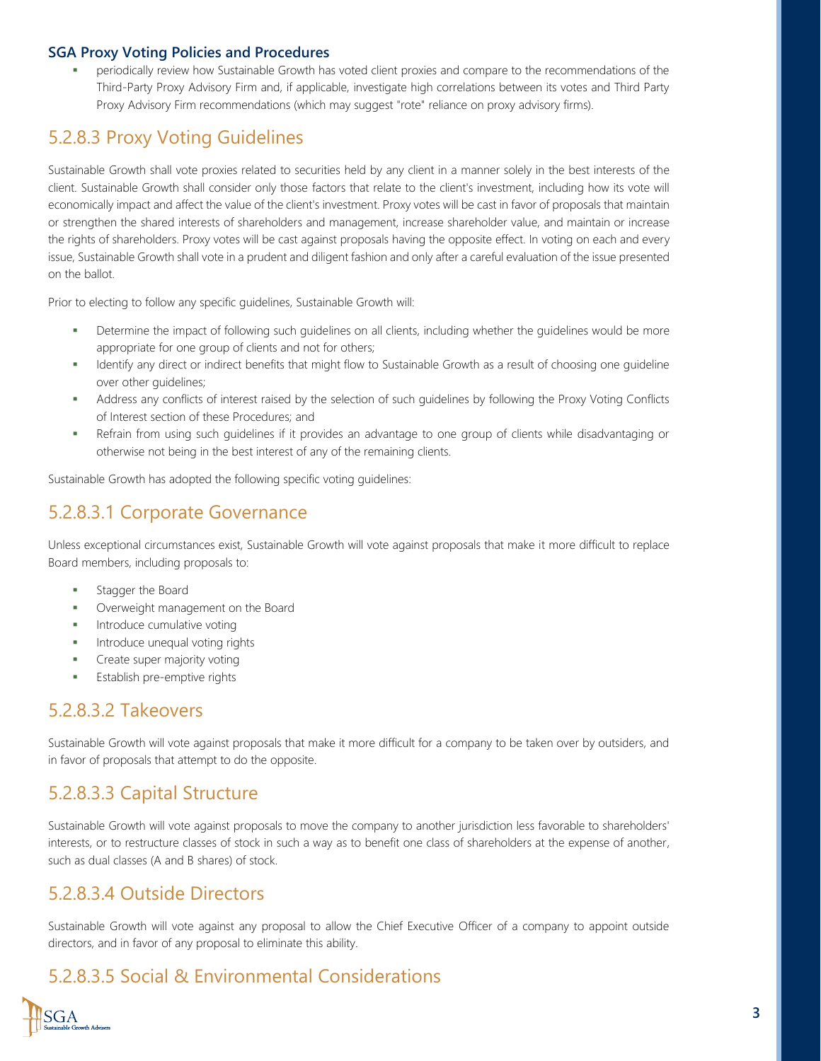- periodically review how Sustainable Growth has voted client proxies and compare to the recommendations of the Third-Party Proxy Advisory Firm and, if applicable, investigate high correlations between its votes and Third Party Proxy Advisory Firm recommendations (which may suggest "rote" reliance on proxy advisory firms).

## 5.2.8.3 Proxy Voting Guidelines

Sustainable Growth shall vote proxies related to securities held by any client in a manner solely in the best interests of the client. Sustainable Growth shall consider only those factors that relate to the client's investment, including how its vote will economically impact and affect the value of the client's investment. Proxy votes will be cast in favor of proposals that maintain or strengthen the shared interests of shareholders and management, increase shareholder value, and maintain or increase the rights of shareholders. Proxy votes will be cast against proposals having the opposite effect. In voting on each and every issue, Sustainable Growth shall vote in a prudent and diligent fashion and only after a careful evaluation of the issue presented on the ballot.

Prior to electing to follow any specific guidelines, Sustainable Growth will:

- Determine the impact of following such guidelines on all clients, including whether the guidelines would be more appropriate for one group of clients and not for others;
- Identify any direct or indirect benefits that might flow to Sustainable Growth as a result of choosing one guideline over other guidelines;
- Address any conflicts of interest raised by the selection of such guidelines by following the Proxy Voting Conflicts of Interest section of these Procedures; and
- Refrain from using such guidelines if it provides an advantage to one group of clients while disadvantaging or otherwise not being in the best interest of any of the remaining clients.

Sustainable Growth has adopted the following specific voting guidelines:

## 5.2.8.3.1 Corporate Governance

Unless exceptional circumstances exist, Sustainable Growth will vote against proposals that make it more difficult to replace Board members, including proposals to:

- Stagger the Board
- Overweight management on the Board
- Introduce cumulative voting
- Introduce unequal voting rights
- Create super majority voting
- Establish pre-emptive rights

## 5.2.8.3.2 Takeovers

Sustainable Growth will vote against proposals that make it more difficult for a company to be taken over by outsiders, and in favor of proposals that attempt to do the opposite.

## 5.2.8.3.3 Capital Structure

Sustainable Growth will vote against proposals to move the company to another jurisdiction less favorable to shareholders' interests, or to restructure classes of stock in such a way as to benefit one class of shareholders at the expense of another, such as dual classes (A and B shares) of stock.

## 5.2.8.3.4 Outside Directors

Sustainable Growth will vote against any proposal to allow the Chief Executive Officer of a company to appoint outside directors, and in favor of any proposal to eliminate this ability.

## 5.2.8.3.5 Social & Environmental Considerations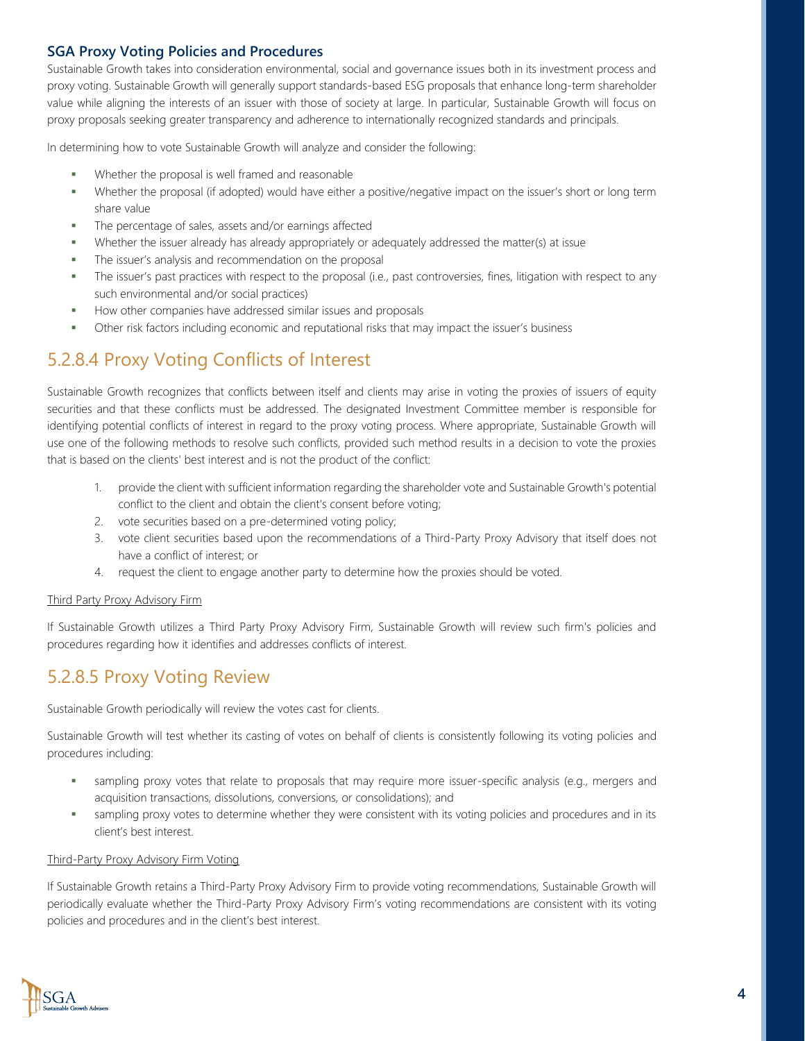### SGA Proxy Voting Policies and Procedures

Sustainable Growth takes into consideration environmental, social and governance issues both in its investment process and proxy voting. Sustainable Growth will generally support standards-based ESG proposals that enhance long-term shareholder value while aligning the interests of an issuer with those of society at large. In particular, Sustainable Growth will focus on proxy proposals seeking greater transparency and adherence to internationally recognized standards and principals.

In determining how to vote Sustainable Growth will analyze and consider the following:

- Whether the proposal is well framed and reasonable
- Whether the proposal (if adopted) would have either a positive/negative impact on the issuer's short or long term share value
- The percentage of sales, assets and/or earnings affected
- Whether the issuer already has already appropriately or adequately addressed the matter(s) at issue
- The issuer's analysis and recommendation on the proposal
- The issuer's past practices with respect to the proposal (i.e., past controversies, fines, litigation with respect to any such environmental and/or social practices)
- How other companies have addressed similar issues and proposals
- Other risk factors including economic and reputational risks that may impact the issuer's business

## 5.2.8.4 Proxy Voting Conflicts of Interest

Sustainable Growth recognizes that conflicts between itself and clients may arise in voting the proxies of issuers of equity securities and that these conflicts must be addressed. The designated Investment Committee member is responsible for identifying potential conflicts of interest in regard to the proxy voting process. Where appropriate, Sustainable Growth will use one of the following methods to resolve such conflicts, provided such method results in a decision to vote the proxies that is based on the clients' best interest and is not the product of the conflict:

1. provide the client with sufficient information regarding the shareholder vote and Sustainable Growth's potential conflict to the client and obtain the client's consent before voting;
2. vote securities based on a pre-determined voting policy;
3. vote client securities based upon the recommendations of a Third-Party Proxy Advisory that itself does not have a conflict of interest; or
4. request the client to engage another party to determine how the proxies should be voted.

Third Party Proxy Advisory Firm

If Sustainable Growth utilizes a Third Party Proxy Advisory Firm, Sustainable Growth will review such firm's policies and procedures regarding how it identifies and addresses conflicts of interest.

## 5.2.8.5 Proxy Voting Review

Sustainable Growth periodically will review the votes cast for clients.

Sustainable Growth will test whether its casting of votes on behalf of clients is consistently following its voting policies and procedures including:

- sampling proxy votes that relate to proposals that may require more issuer-specific analysis (e.g., mergers and acquisition transactions, dissolutions, conversions, or consolidations); and
- sampling proxy votes to determine whether they were consistent with its voting policies and procedures and in its client's best interest.

Third-Party Proxy Advisory Firm Voting

If Sustainable Growth retains a Third-Party Proxy Advisory Firm to provide voting recommendations, Sustainable Growth will periodically evaluate whether the Third-Party Proxy Advisory Firm's voting recommendations are consistent with its voting policies and procedures and in the client's best interest.